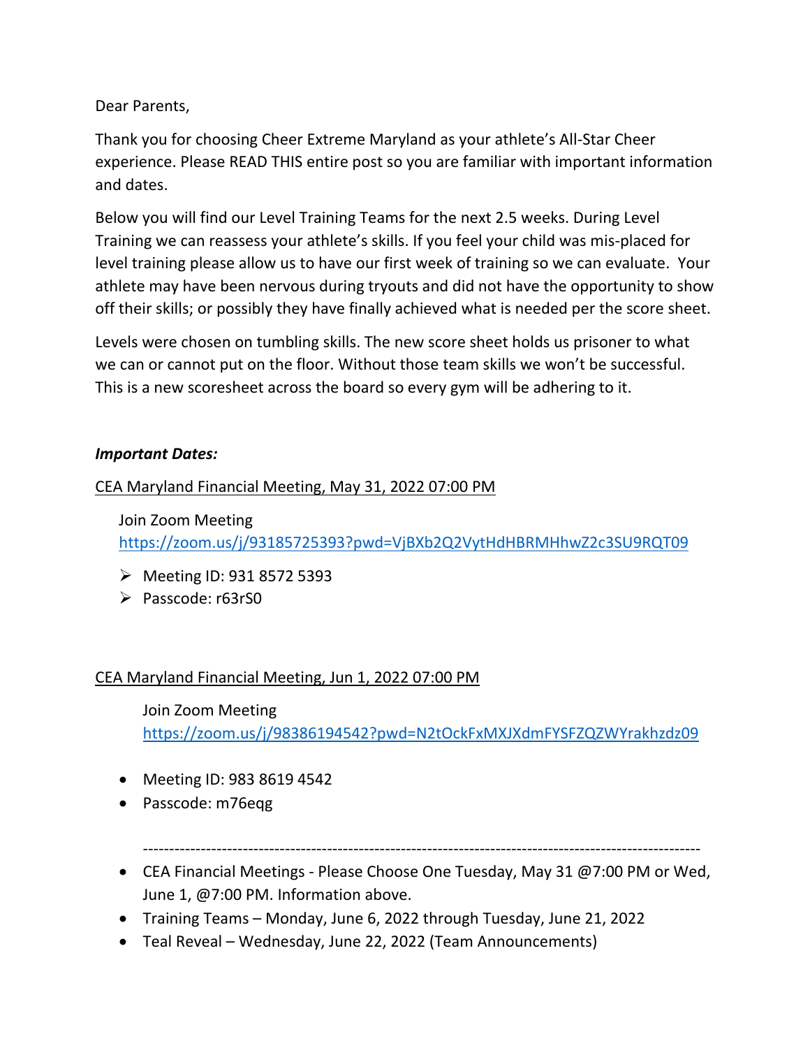Dear Parents,

Thank you for choosing Cheer Extreme Maryland as your athlete's All-Star Cheer experience. Please READ THIS entire post so you are familiar with important information and dates.

Below you will find our Level Training Teams for the next 2.5 weeks. During Level Training we can reassess your athlete's skills. If you feel your child was mis-placed for level training please allow us to have our first week of training so we can evaluate. Your athlete may have been nervous during tryouts and did not have the opportunity to show off their skills; or possibly they have finally achieved what is needed per the score sheet.

Levels were chosen on tumbling skills. The new score sheet holds us prisoner to what we can or cannot put on the floor. Without those team skills we won't be successful. This is a new scoresheet across the board so every gym will be adhering to it.

***Important Dates:***

<u>CEA Maryland Financial Meeting, May 31, 2022 07:00 PM</u>

Join Zoom Meeting
https://zoom.us/j/93185725393?pwd=VjBXb2Q2VytHdHBRMHhwZ2c3SU9RQT09

- Meeting ID: 931 8572 5393
- Passcode: r63rS0

<u>CEA Maryland Financial Meeting, Jun 1, 2022 07:00 PM</u>

Join Zoom Meeting
https://zoom.us/j/98386194542?pwd=N2tOckFxMXJXdmFYSFZQZWYrakhzdz09

- Meeting ID: 983 8619 4542
- Passcode: m76eqg

---

- CEA Financial Meetings - Please Choose One Tuesday, May 31 @7:00 PM or Wed, June 1, @7:00 PM. Information above.
- Training Teams – Monday, June 6, 2022 through Tuesday, June 21, 2022
- Teal Reveal – Wednesday, June 22, 2022 (Team Announcements)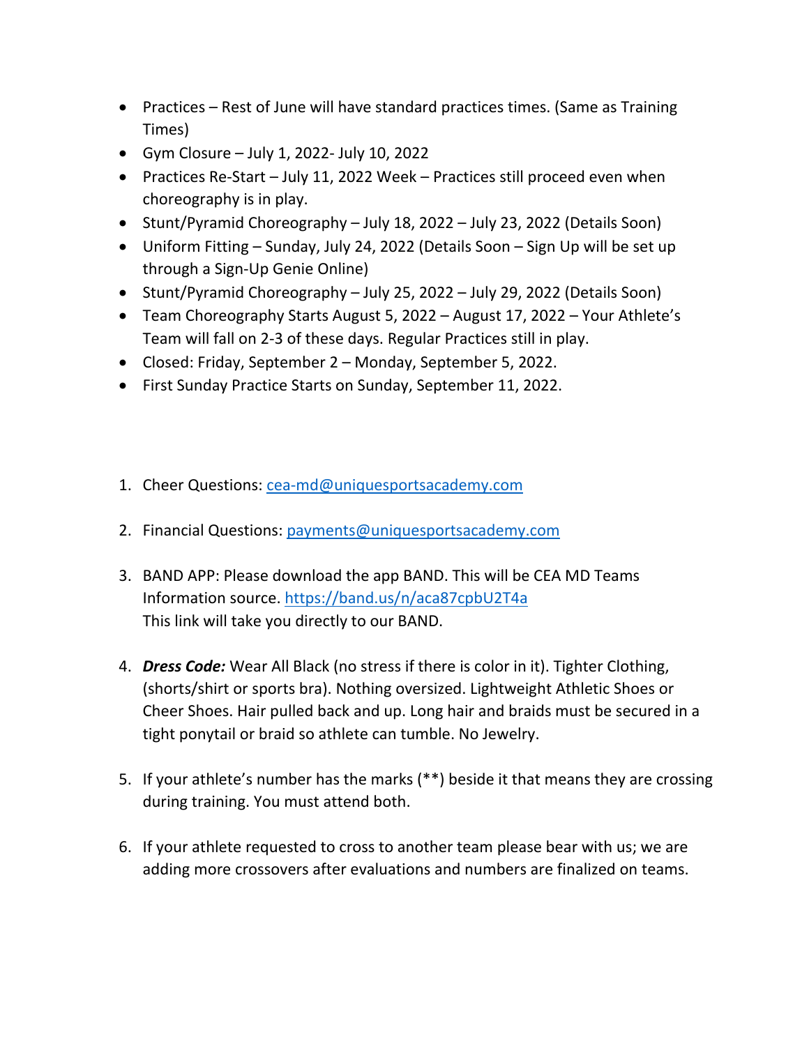- Practices – Rest of June will have standard practices times. (Same as Training Times)
- Gym Closure – July 1, 2022- July 10, 2022
- Practices Re-Start – July 11, 2022 Week – Practices still proceed even when choreography is in play.
- Stunt/Pyramid Choreography – July 18, 2022 – July 23, 2022 (Details Soon)
- Uniform Fitting – Sunday, July 24, 2022 (Details Soon – Sign Up will be set up through a Sign-Up Genie Online)
- Stunt/Pyramid Choreography – July 25, 2022 – July 29, 2022 (Details Soon)
- Team Choreography Starts August 5, 2022 – August 17, 2022 – Your Athlete's Team will fall on 2-3 of these days. Regular Practices still in play.
- Closed: Friday, September 2 – Monday, September 5, 2022.
- First Sunday Practice Starts on Sunday, September 11, 2022.

1. Cheer Questions: [cea-md@uniquesportsacademy.com](mailto:cea-md@uniquesportsacademy.com)

2. Financial Questions: [payments@uniquesportsacademy.com](mailto:payments@uniquesportsacademy.com)

3. BAND APP: Please download the app BAND. This will be CEA MD Teams Information source. [https://band.us/n/aca87cpbU2T4a](https://band.us/n/aca87cpbU2T4a)
   This link will take you directly to our BAND.

4. ***Dress Code:*** Wear All Black (no stress if there is color in it). Tighter Clothing, (shorts/shirt or sports bra). Nothing oversized. Lightweight Athletic Shoes or Cheer Shoes. Hair pulled back and up. Long hair and braids must be secured in a tight ponytail or braid so athlete can tumble. No Jewelry.

5. If your athlete's number has the marks (**) beside it that means they are crossing during training. You must attend both.

6. If your athlete requested to cross to another team please bear with us; we are adding more crossovers after evaluations and numbers are finalized on teams.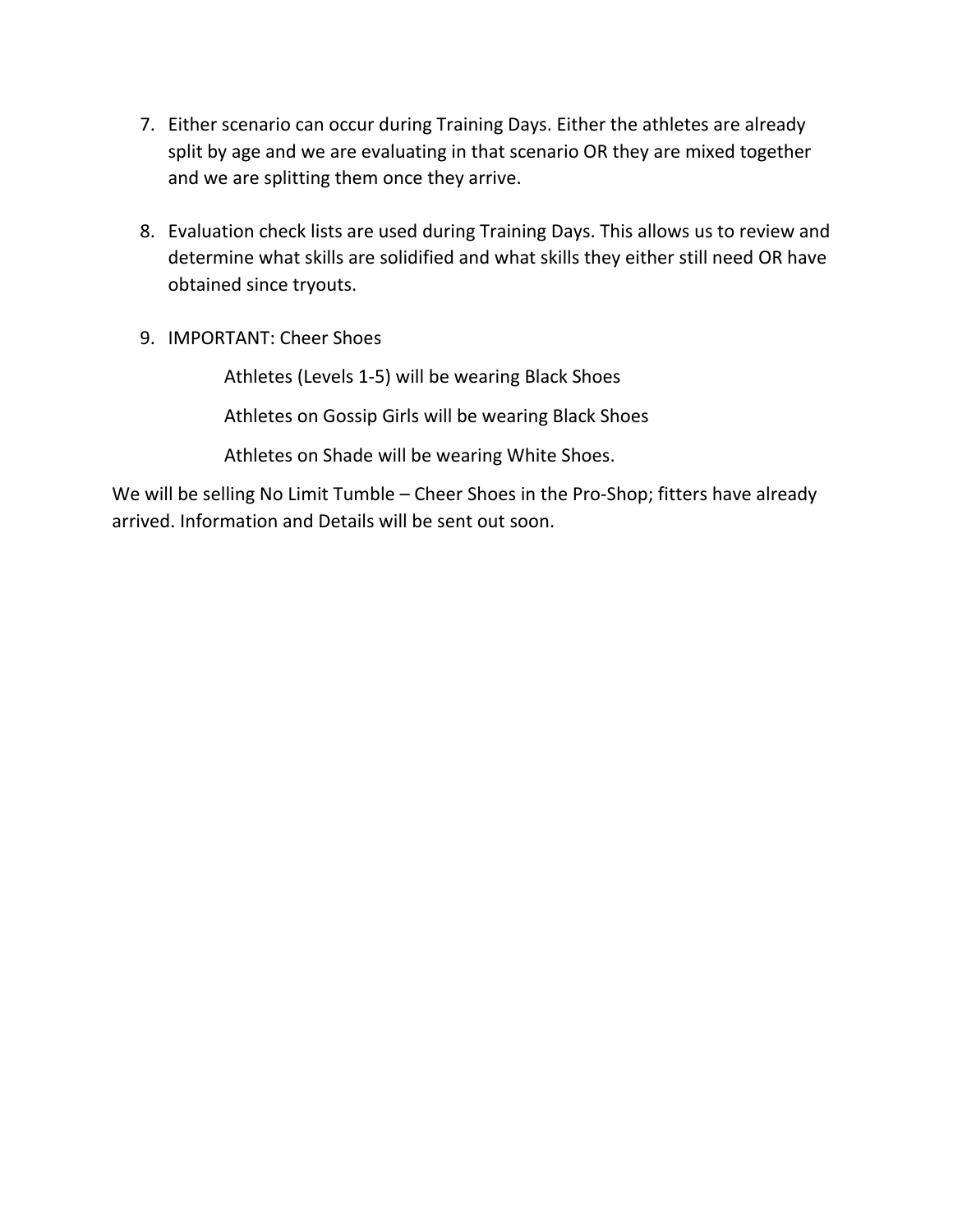7. Either scenario can occur during Training Days. Either the athletes are already split by age and we are evaluating in that scenario OR they are mixed together and we are splitting them once they arrive.

8. Evaluation check lists are used during Training Days. This allows us to review and determine what skills are solidified and what skills they either still need OR have obtained since tryouts.

9. IMPORTANT: Cheer Shoes

   Athletes (Levels 1-5) will be wearing Black Shoes

   Athletes on Gossip Girls will be wearing Black Shoes

   Athletes on Shade will be wearing White Shoes.

We will be selling No Limit Tumble – Cheer Shoes in the Pro-Shop; fitters have already arrived. Information and Details will be sent out soon.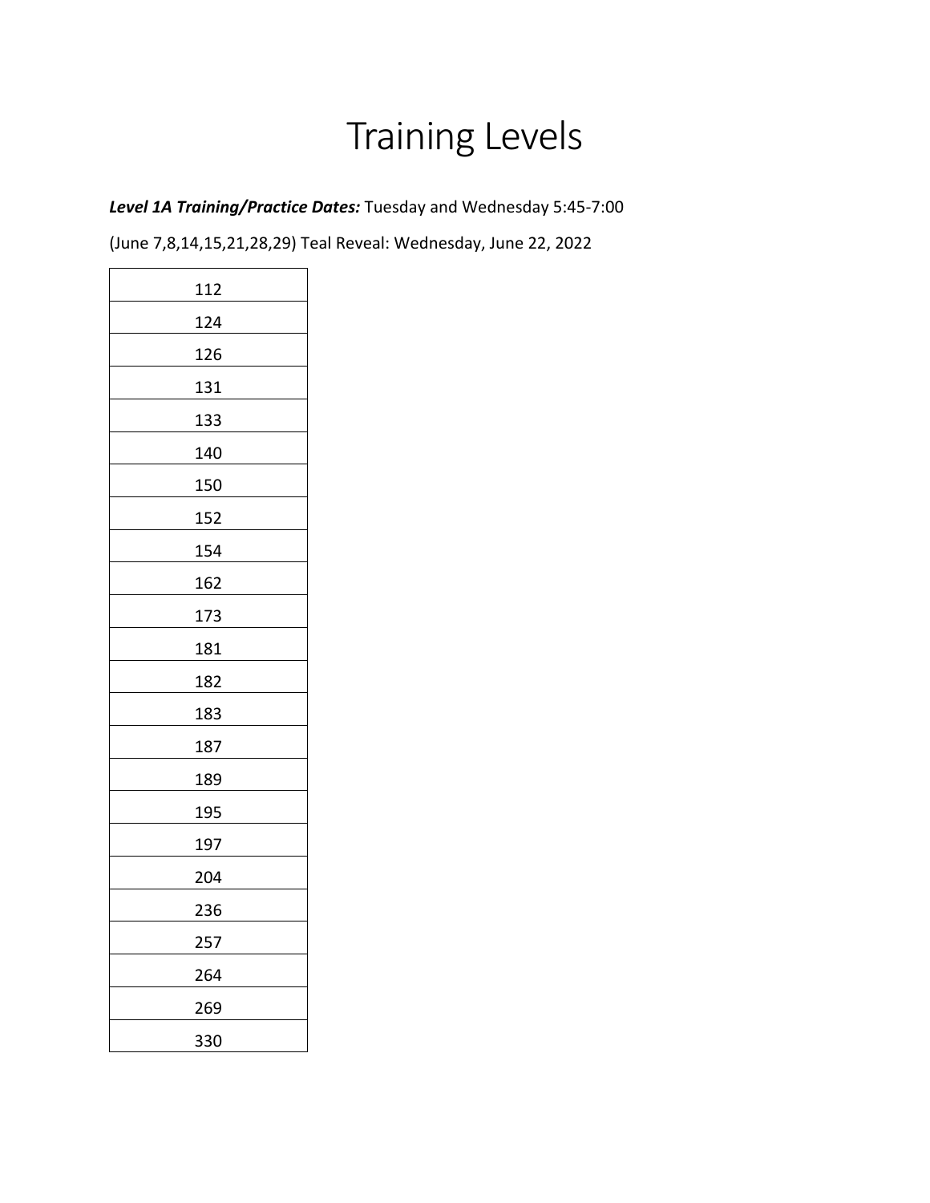# Training Levels

***Level 1A Training/Practice Dates:*** Tuesday and Wednesday 5:45-7:00

(June 7,8,14,15,21,28,29) Teal Reveal: Wednesday, June 22, 2022

| 112 |
|---|
| 124 |
| 126 |
| 131 |
| 133 |
| 140 |
| 150 |
| 152 |
| 154 |
| 162 |
| 173 |
| 181 |
| 182 |
| 183 |
| 187 |
| 189 |
| 195 |
| 197 |
| 204 |
| 236 |
| 257 |
| 264 |
| 269 |
| 330 |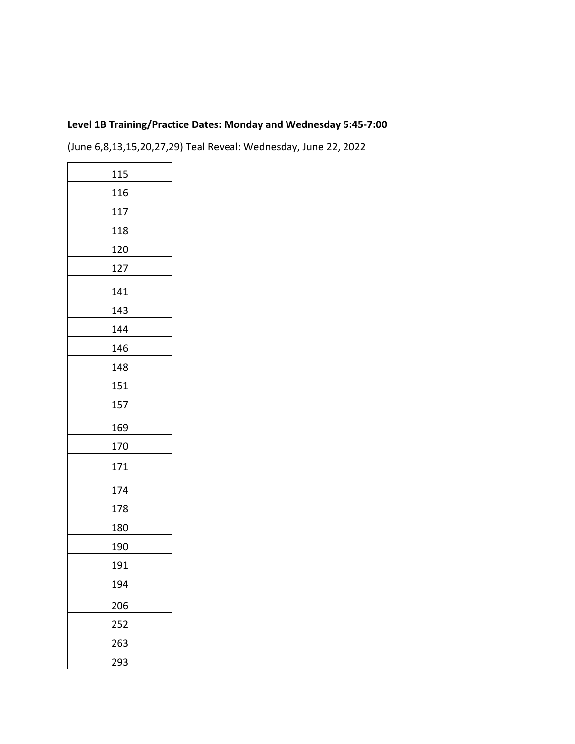**Level 1B Training/Practice Dates: Monday and Wednesday 5:45-7:00**

(June 6,8,13,15,20,27,29) Teal Reveal: Wednesday, June 22, 2022

| |
|---|
| 115 |
| 116 |
| 117 |
| 118 |
| 120 |
| 127 |
| 141 |
| 143 |
| 144 |
| 146 |
| 148 |
| 151 |
| 157 |
| 169 |
| 170 |
| 171 |
| 174 |
| 178 |
| 180 |
| 190 |
| 191 |
| 194 |
| 206 |
| 252 |
| 263 |
| 293 |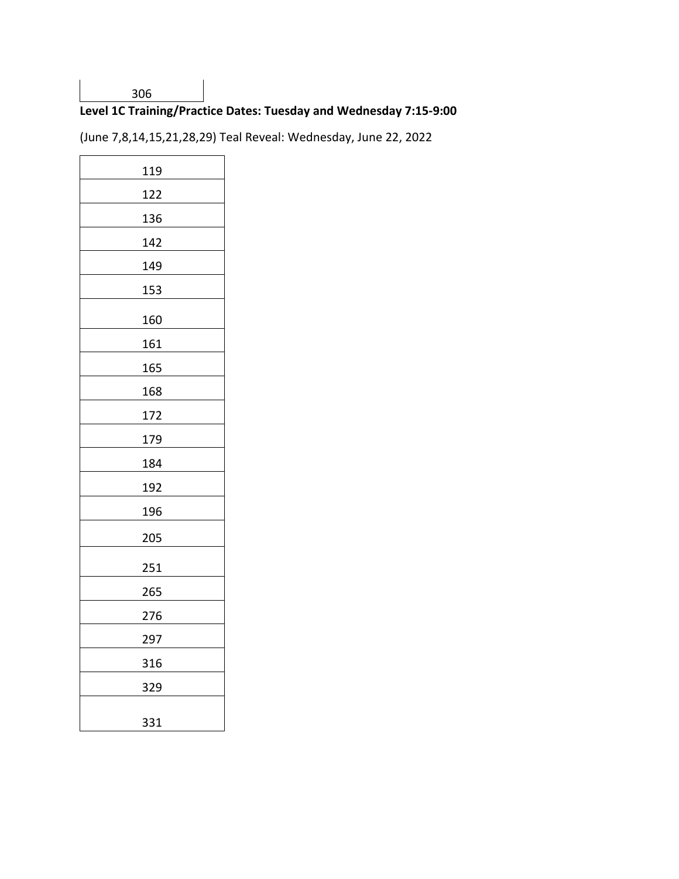| 306 |
|---|

**Level 1C Training/Practice Dates: Tuesday and Wednesday 7:15-9:00**

(June 7,8,14,15,21,28,29) Teal Reveal: Wednesday, June 22, 2022

| 119 |
|---|
| 122 |
| 136 |
| 142 |
| 149 |
| 153 |
| 160 |
| 161 |
| 165 |
| 168 |
| 172 |
| 179 |
| 184 |
| 192 |
| 196 |
| 205 |
| 251 |
| 265 |
| 276 |
| 297 |
| 316 |
| 329 |
| 331 |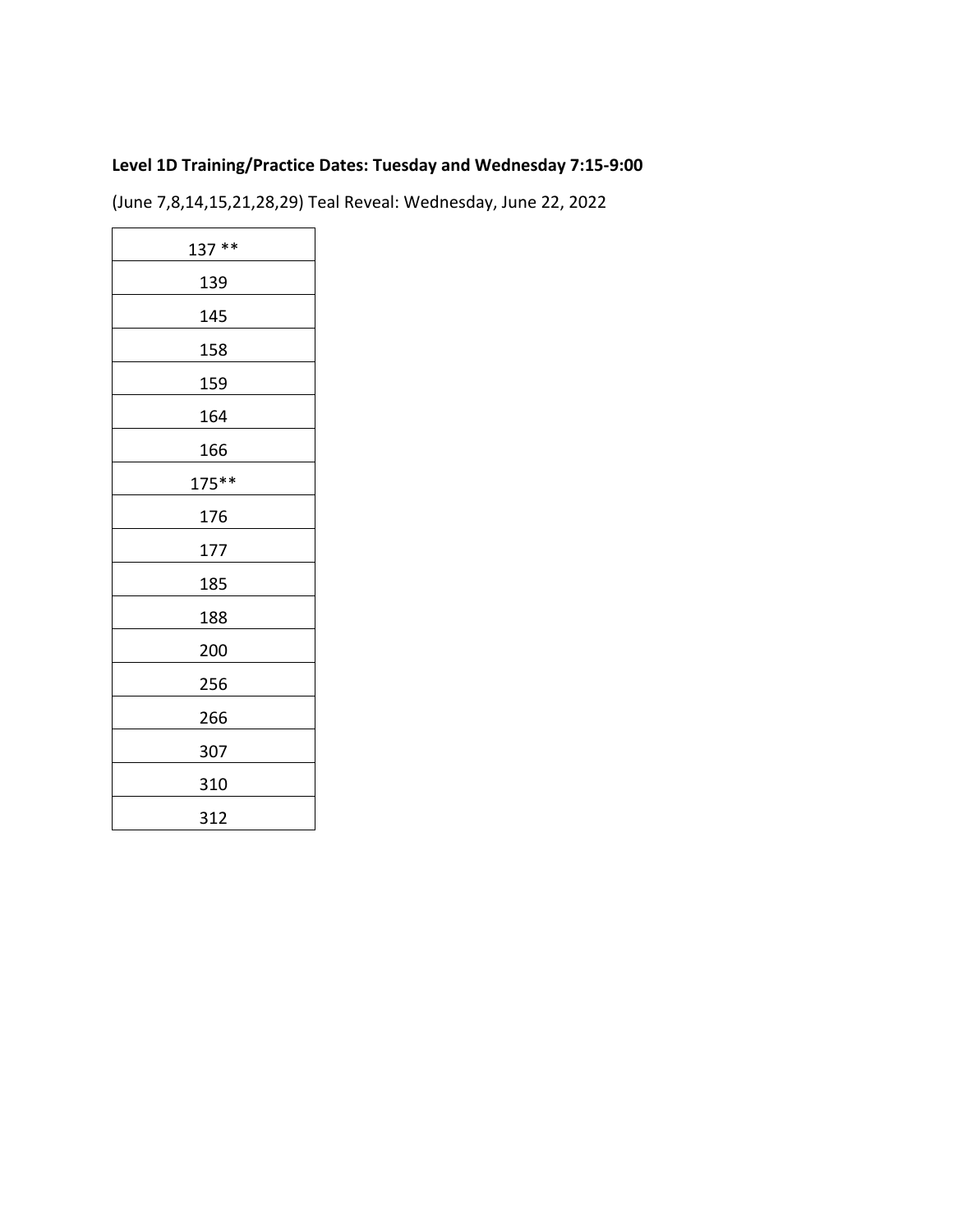**Level 1D Training/Practice Dates: Tuesday and Wednesday 7:15-9:00**

(June 7,8,14,15,21,28,29) Teal Reveal: Wednesday, June 22, 2022

| 137 ** |
| --- |
| 139 |
| 145 |
| 158 |
| 159 |
| 164 |
| 166 |
| 175** |
| 176 |
| 177 |
| 185 |
| 188 |
| 200 |
| 256 |
| 266 |
| 307 |
| 310 |
| 312 |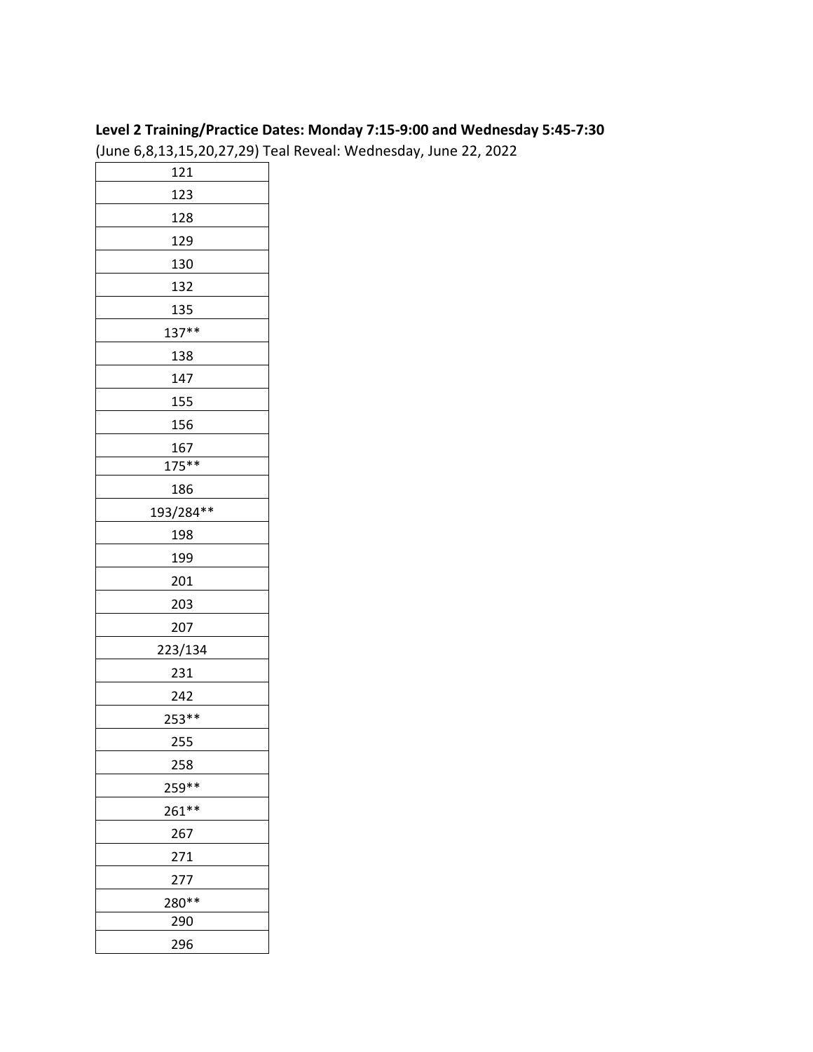**Level 2 Training/Practice Dates: Monday 7:15-9:00 and Wednesday 5:45-7:30**

(June 6,8,13,15,20,27,29) Teal Reveal: Wednesday, June 22, 2022

| 121 |
|---|
| 123 |
| 128 |
| 129 |
| 130 |
| 132 |
| 135 |
| 137** |
| 138 |
| 147 |
| 155 |
| 156 |
| 167 |
| 175** |
| 186 |
| 193/284** |
| 198 |
| 199 |
| 201 |
| 203 |
| 207 |
| 223/134 |
| 231 |
| 242 |
| 253** |
| 255 |
| 258 |
| 259** |
| 261** |
| 267 |
| 271 |
| 277 |
| 280** |
| 290 |
| 296 |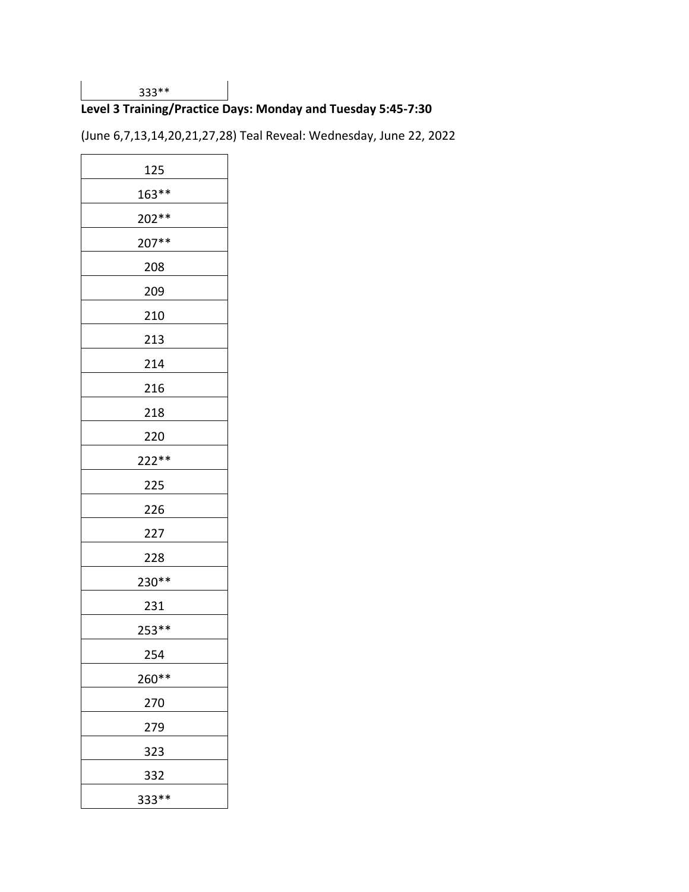| 333** |
|---|

**Level 3 Training/Practice Days: Monday and Tuesday 5:45-7:30**

(June 6,7,13,14,20,21,27,28) Teal Reveal: Wednesday, June 22, 2022

| |
|---|
| 125 |
| 163** |
| 202** |
| 207** |
| 208 |
| 209 |
| 210 |
| 213 |
| 214 |
| 216 |
| 218 |
| 220 |
| 222** |
| 225 |
| 226 |
| 227 |
| 228 |
| 230** |
| 231 |
| 253** |
| 254 |
| 260** |
| 270 |
| 279 |
| 323 |
| 332 |
| 333** |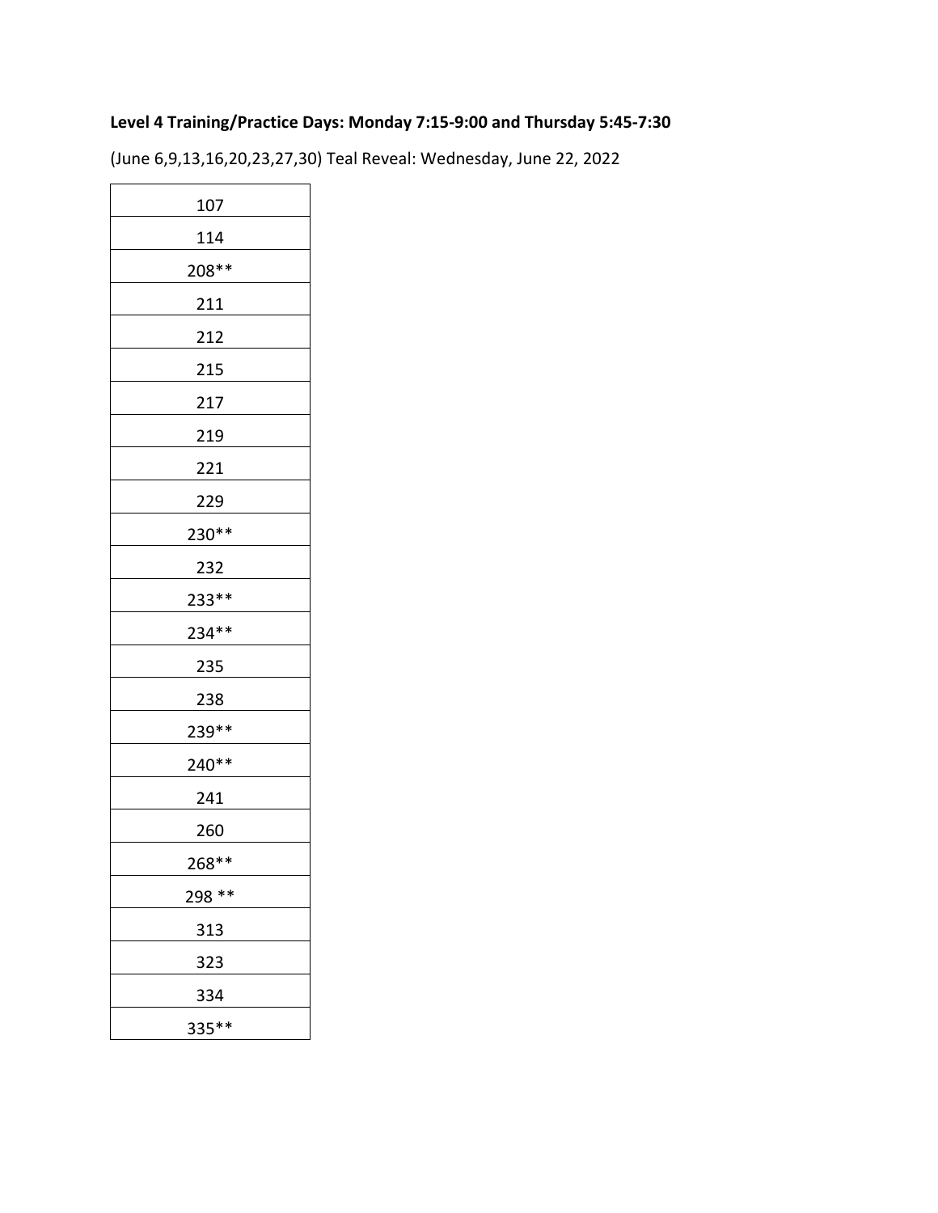**Level 4 Training/Practice Days: Monday 7:15-9:00 and Thursday 5:45-7:30**

(June 6,9,13,16,20,23,27,30) Teal Reveal: Wednesday, June 22, 2022

| 107 |
|---|
| 114 |
| 208** |
| 211 |
| 212 |
| 215 |
| 217 |
| 219 |
| 221 |
| 229 |
| 230** |
| 232 |
| 233** |
| 234** |
| 235 |
| 238 |
| 239** |
| 240** |
| 241 |
| 260 |
| 268** |
| 298 ** |
| 313 |
| 323 |
| 334 |
| 335** |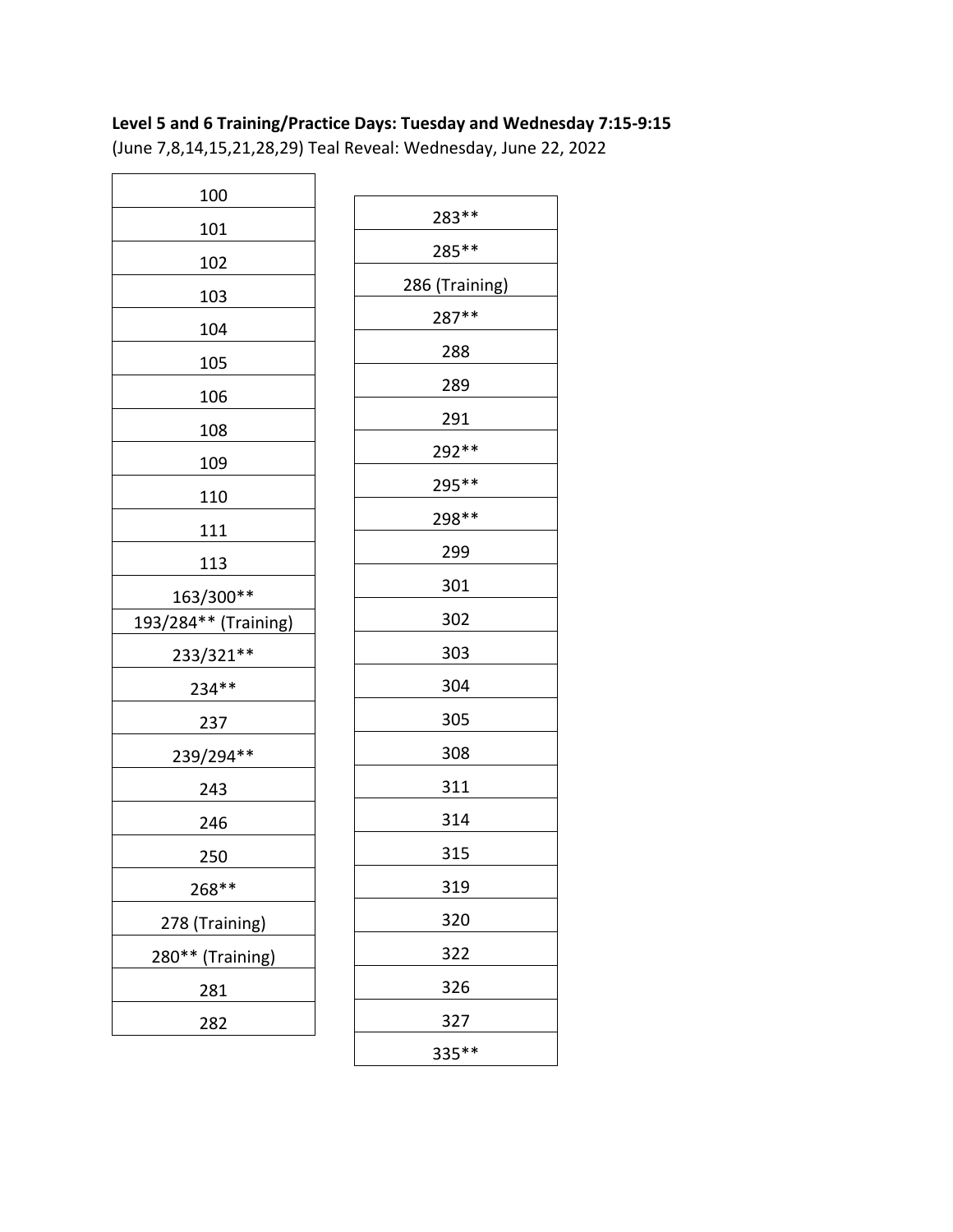**Level 5 and 6 Training/Practice Days: Tuesday and Wednesday 7:15-9:15**

(June 7,8,14,15,21,28,29) Teal Reveal: Wednesday, June 22, 2022

| |
|---|
| 100 |
| 101 |
| 102 |
| 103 |
| 104 |
| 105 |
| 106 |
| 108 |
| 109 |
| 110 |
| 111 |
| 113 |
| 163/300** |
| 193/284** (Training) |
| 233/321** |
| 234** |
| 237 |
| 239/294** |
| 243 |
| 246 |
| 250 |
| 268** |
| 278 (Training) |
| 280** (Training) |
| 281 |
| 282 |

| |
|---|
| 283** |
| 285** |
| 286 (Training) |
| 287** |
| 288 |
| 289 |
| 291 |
| 292** |
| 295** |
| 298** |
| 299 |
| 301 |
| 302 |
| 303 |
| 304 |
| 305 |
| 308 |
| 311 |
| 314 |
| 315 |
| 319 |
| 320 |
| 322 |
| 326 |
| 327 |
| 335** |